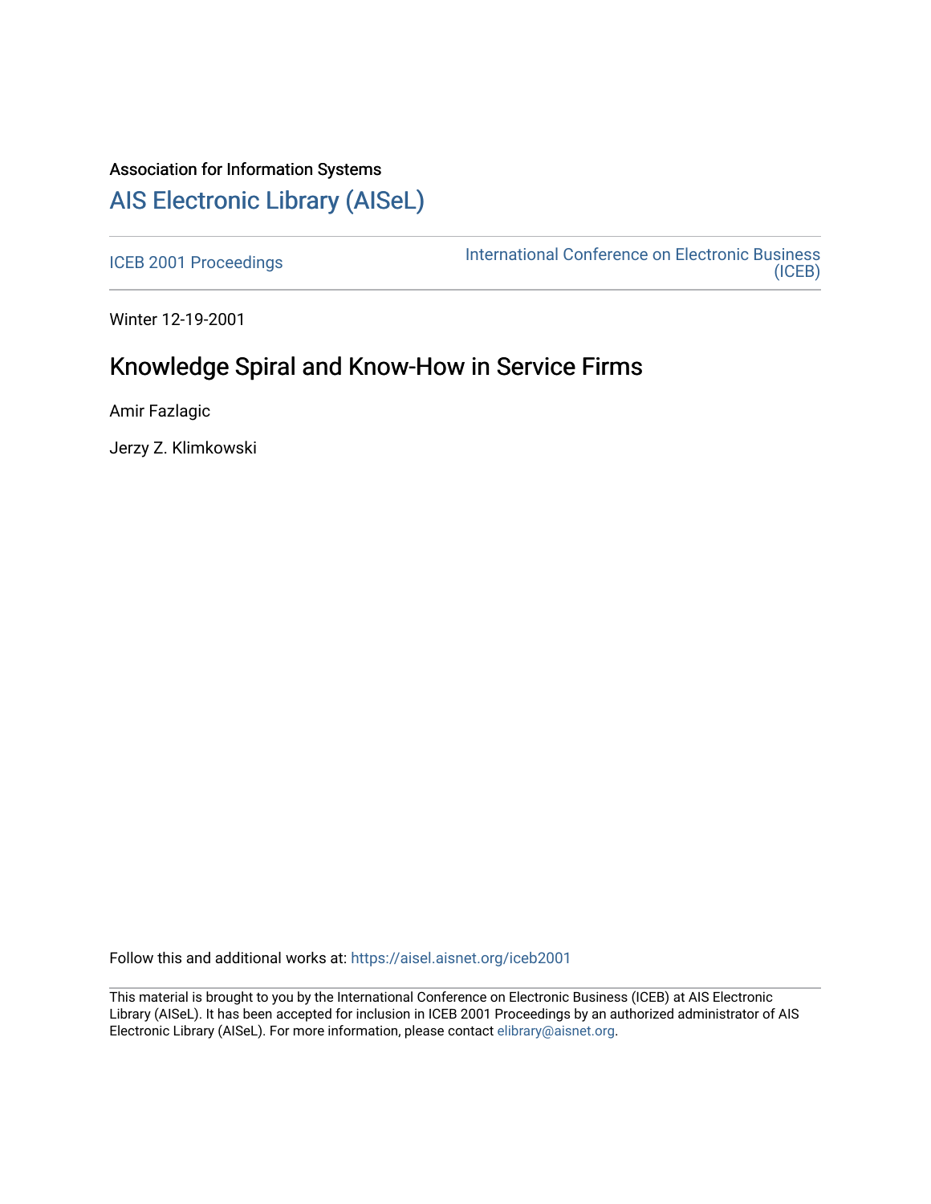Association for Information Systems

# AIS Electronic Library (AISeL)

ICEB 2001 Proceedings

International Conference on Electronic Business (ICEB)

Winter 12-19-2001

## Knowledge Spiral and Know-How in Service Firms

Amir Fazlagic

Jerzy Z. Klimkowski

Follow this and additional works at: https://aisel.aisnet.org/iceb2001

This material is brought to you by the International Conference on Electronic Business (ICEB) at AIS Electronic Library (AISeL). It has been accepted for inclusion in ICEB 2001 Proceedings by an authorized administrator of AIS Electronic Library (AISeL). For more information, please contact elibrary@aisnet.org.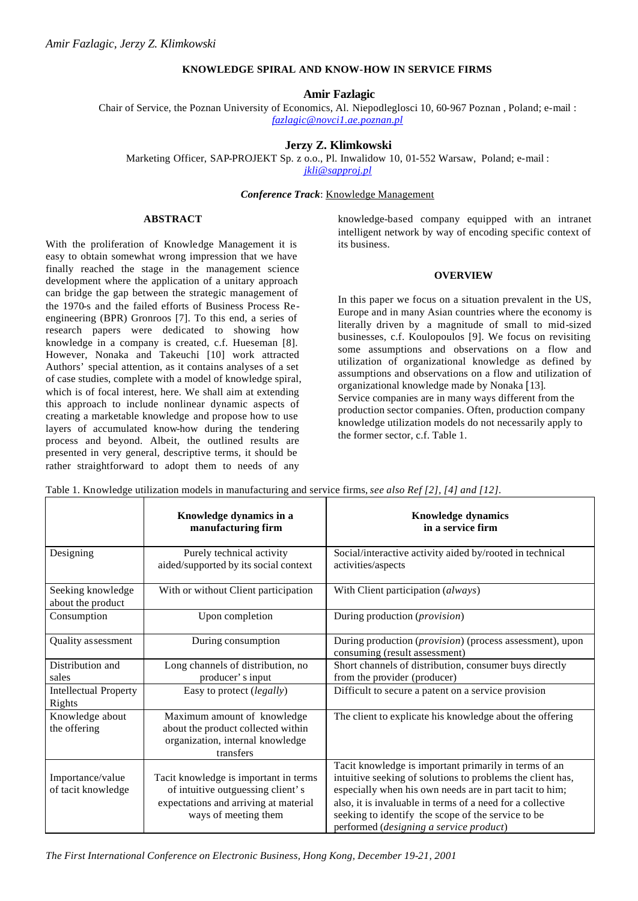## KNOWLEDGE SPIRAL AND KNOW-HOW IN SERVICE FIRMS

### Amir Fazlagic

Chair of Service, the Poznan University of Economics, Al. Niepodleglosci 10, 60-967 Poznan , Poland; e-mail : fazlagic@novci1.ae.poznan.pl

### Jerzy Z. Klimkowski

Marketing Officer, SAP-PROJEKT Sp. z o.o., Pl. Inwalidow 10, 01-552 Warsaw, Poland; e-mail : jkli@sapproj.pl

***Conference Track***: Knowledge Management

#### ABSTRACT

With the proliferation of Knowledge Management it is easy to obtain somewhat wrong impression that we have finally reached the stage in the management science development where the application of a unitary approach can bridge the gap between the strategic management of the 1970-s and the failed efforts of Business Process Re-engineering (BPR) Gronroos [7]. To this end, a series of research papers were dedicated to showing how knowledge in a company is created, c.f. Hueseman [8]. However, Nonaka and Takeuchi [10] work attracted Authors' special attention, as it contains analyses of a set of case studies, complete with a model of knowledge spiral, which is of focal interest, here. We shall aim at extending this approach to include nonlinear dynamic aspects of creating a marketable knowledge and propose how to use layers of accumulated know-how during the tendering process and beyond. Albeit, the outlined results are presented in very general, descriptive terms, it should be rather straightforward to adopt them to needs of any knowledge-based company equipped with an intranet intelligent network by way of encoding specific context of its business.

#### OVERVIEW

In this paper we focus on a situation prevalent in the US, Europe and in many Asian countries where the economy is literally driven by a magnitude of small to mid-sized businesses, c.f. Koulopoulos [9]. We focus on revisiting some assumptions and observations on a flow and utilization of organizational knowledge as defined by assumptions and observations on a flow and utilization of organizational knowledge made by Nonaka [13].

Service companies are in many ways different from the production sector companies. Often, production company knowledge utilization models do not necessarily apply to the former sector, c.f. Table 1.

Table 1. Knowledge utilization models in manufacturing and service firms, *see also Ref [2], [4] and [12]*.

| | **Knowledge dynamics in a manufacturing firm** | **Knowledge dynamics in a service firm** |
|---|---|---|
| Designing | Purely technical activity aided/supported by its social context | Social/interactive activity aided by/rooted in technical activities/aspects |
| Seeking knowledge about the product | With or without Client participation | With Client participation (*always*) |
| Consumption | Upon completion | During production (*provision*) |
| Quality assessment | During consumption | During production (*provision*) (process assessment), upon consuming (result assessment) |
| Distribution and sales | Long channels of distribution, no producer's input | Short channels of distribution, consumer buys directly from the provider (producer) |
| Intellectual Property Rights | Easy to protect (*legally*) | Difficult to secure a patent on a service provision |
| Knowledge about the offering | Maximum amount of knowledge about the product collected within organization, internal knowledge transfers | The client to explicate his knowledge about the offering |
| Importance/value of tacit knowledge | Tacit knowledge is important in terms of intuitive outguessing client's expectations and arriving at material ways of meeting them | Tacit knowledge is important primarily in terms of an intuitive seeking of solutions to problems the client has, especially when his own needs are in part tacit to him; also, it is invaluable in terms of a need for a collective seeking to identify the scope of the service to be performed (*designing a service product*) |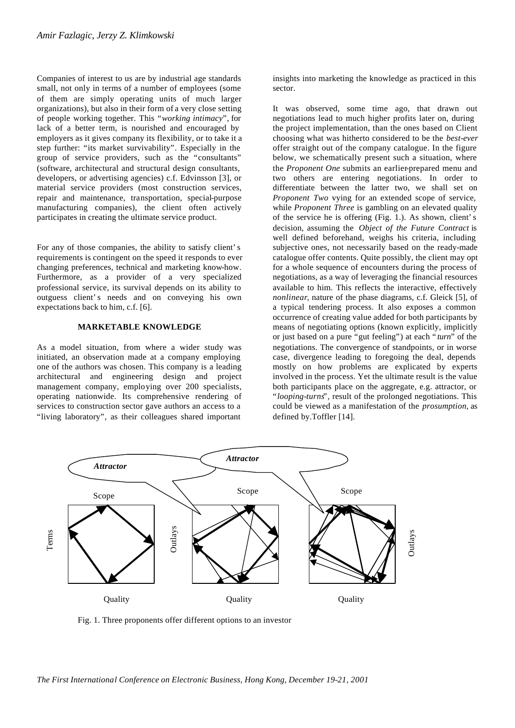Companies of interest to us are by industrial age standards small, not only in terms of a number of employees (some of them are simply operating units of much larger organizations), but also in their form of a very close setting of people working together. This "*working intimacy*", for lack of a better term, is nourished and encouraged by employers as it gives company its flexibility, or to take it a step further: "its market survivability". Especially in the group of service providers, such as the "consultants" (software, architectural and structural design consultants, developers, or advertising agencies) c.f. Edvinsson [3], or material service providers (most construction services, repair and maintenance, transportation, special-purpose manufacturing companies), the client often actively participates in creating the ultimate service product.

For any of those companies, the ability to satisfy client's requirements is contingent on the speed it responds to ever changing preferences, technical and marketing know-how. Furthermore, as a provider of a very specialized professional service, its survival depends on its ability to outguess client's needs and on conveying his own expectations back to him, c.f. [6].

## MARKETABLE KNOWLEDGE

As a model situation, from where a wider study was initiated, an observation made at a company employing one of the authors was chosen. This company is a leading architectural and engineering design and project management company, employing over 200 specialists, operating nationwide. Its comprehensive rendering of services to construction sector gave authors an access to a "living laboratory", as their colleagues shared important insights into marketing the knowledge as practiced in this sector.

It was observed, some time ago, that drawn out negotiations lead to much higher profits later on, during the project implementation, than the ones based on Client choosing what was hitherto considered to be the *best-ever* offer straight out of the company catalogue. In the figure below, we schematically present such a situation, where the *Proponent One* submits an earlier-prepared menu and two others are entering negotiations. In order to differentiate between the latter two, we shall set on *Proponent Two* vying for an extended scope of service, while *Proponent Three* is gambling on an elevated quality of the service he is offering (Fig. 1.). As shown, client's decision, assuming the *Object of the Future Contract* is well defined beforehand, weighs his criteria, including subjective ones, not necessarily based on the ready-made catalogue offer contents. Quite possibly, the client may opt for a whole sequence of encounters during the process of negotiations, as a way of leveraging the financial resources available to him. This reflects the interactive, effectively *nonlinear*, nature of the phase diagrams, c.f. Gleick [5], of a typical tendering process. It also exposes a common occurrence of creating value added for both participants by means of negotiating options (known explicitly, implicitly or just based on a pure "gut feeling") at each "*turn*" of the negotiations. The convergence of standpoints, or in worse case, divergence leading to foregoing the deal, depends mostly on how problems are explicated by experts involved in the process. Yet the ultimate result is the value both participants place on the aggregate, e.g. attractor, or "*looping-turns*", result of the prolonged negotiations. This could be viewed as a manifestation of the *prosumption*, as defined by Toffler [14].

Fig. 1. Three proponents offer different options to an investor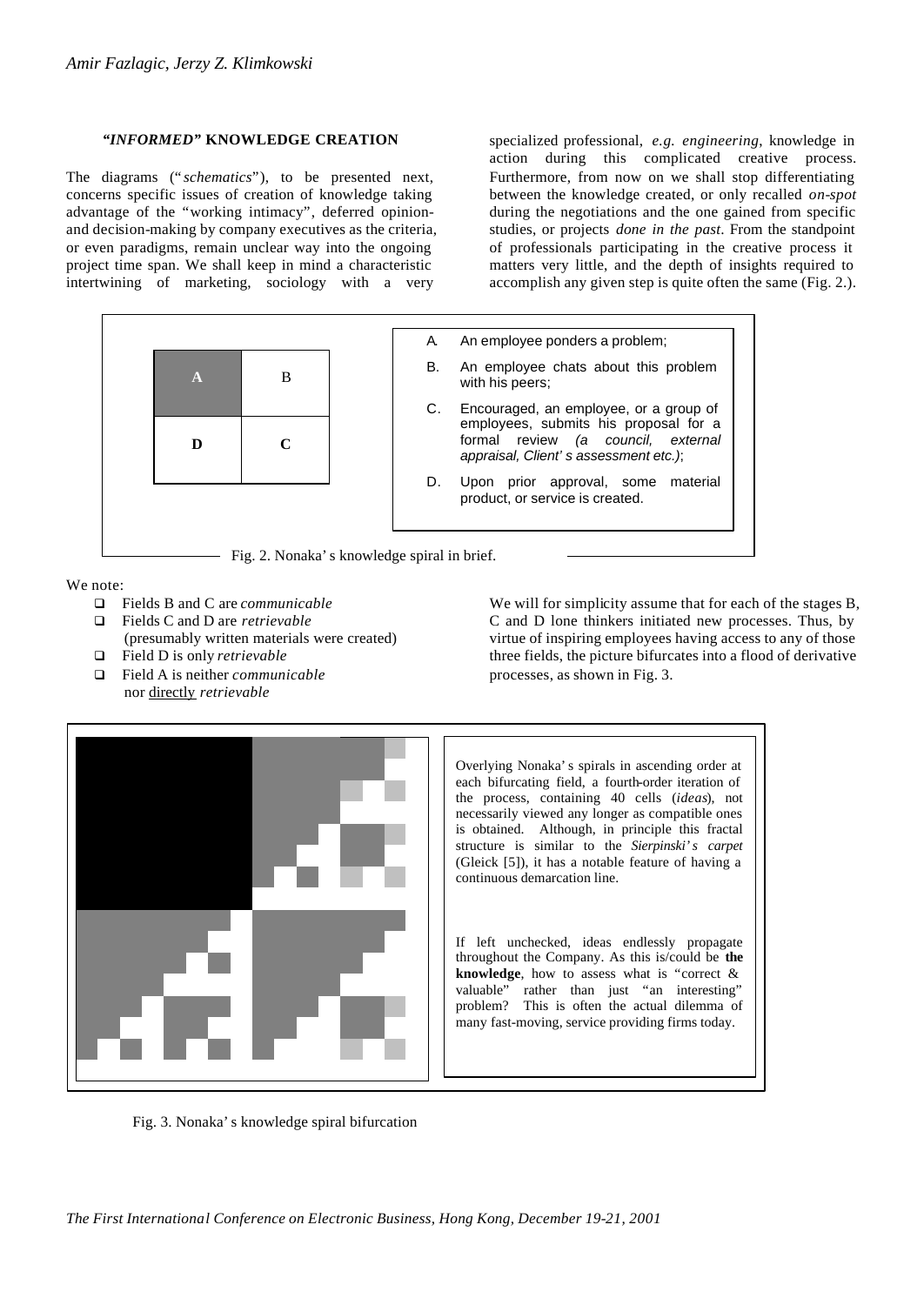### *"INFORMED"* KNOWLEDGE CREATION

The diagrams ("*schematics*"), to be presented next, concerns specific issues of creation of knowledge taking advantage of the "working intimacy", deferred opinion- and decision-making by company executives as the criteria, or even paradigms, remain unclear way into the ongoing project time span. We shall keep in mind a characteristic intertwining of marketing, sociology with a very specialized professional, *e.g. engineering*, knowledge in action during this complicated creative process. Furthermore, from now on we shall stop differentiating between the knowledge created, or only recalled *on-spot* during the negotiations and the one gained from specific studies, or projects *done in the past*. From the standpoint of professionals participating in the creative process it matters very little, and the depth of insights required to accomplish any given step is quite often the same (Fig. 2.).

| A | B |
| --- | --- |
| D | C |

A. An employee ponders a problem;

B. An employee chats about this problem with his peers;

C. Encouraged, an employee, or a group of employees, submits his proposal for a formal review *(a council, external appraisal, Client's assessment etc.)*;

D. Upon prior approval, some material product, or service is created.

Fig. 2. Nonaka's knowledge spiral in brief.

We note:

- Fields B and C are *communicable*
- Fields C and D are *retrievable* (presumably written materials were created)
- Field D is only *retrievable*
- Field A is neither *communicable* nor directly *retrievable*

We will for simplicity assume that for each of the stages B, C and D lone thinkers initiated new processes. Thus, by virtue of inspiring employees having access to any of those three fields, the picture bifurcates into a flood of derivative processes, as shown in Fig. 3.

Overlying Nonaka's spirals in ascending order at each bifurcating field, a fourth-order iteration of the process, containing 40 cells (*ideas*), not necessarily viewed any longer as compatible ones is obtained. Although, in principle this fractal structure is similar to the *Sierpinski's carpet* (Gleick [5]), it has a notable feature of having a continuous demarcation line.

If left unchecked, ideas endlessly propagate throughout the Company. As this is/could be **the knowledge**, how to assess what is "correct & valuable" rather than just "an interesting" problem? This is often the actual dilemma of many fast-moving, service providing firms today.

Fig. 3. Nonaka's knowledge spiral bifurcation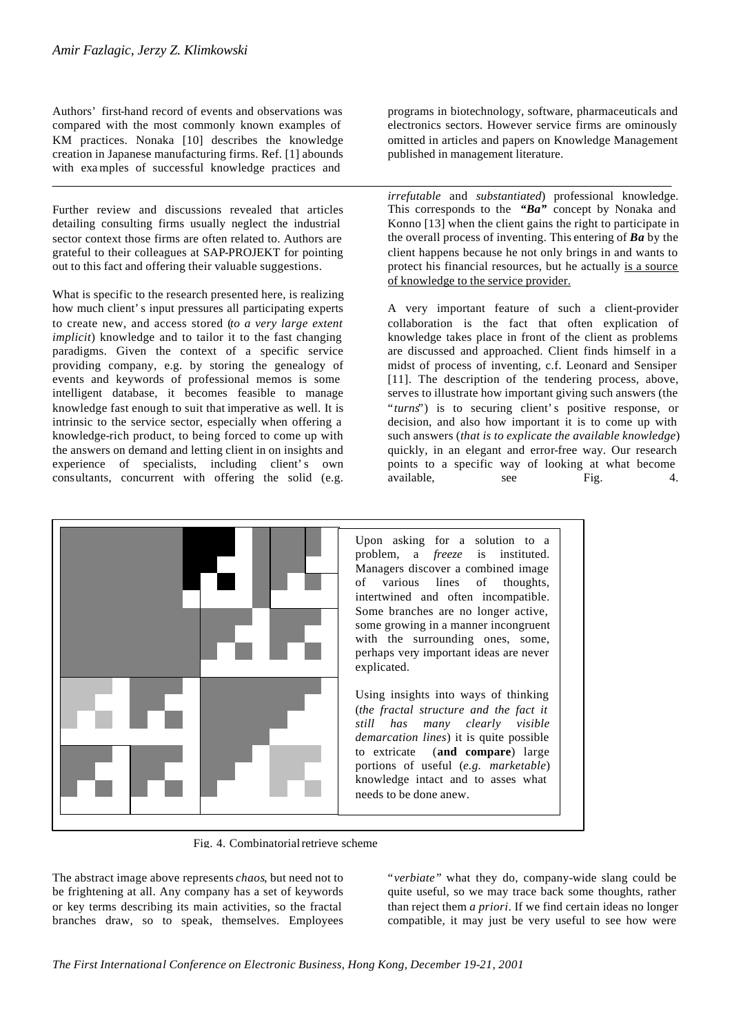Authors' first-hand record of events and observations was compared with the most commonly known examples of KM practices. Nonaka [10] describes the knowledge creation in Japanese manufacturing firms. Ref. [1] abounds with examples of successful knowledge practices and programs in biotechnology, software, pharmaceuticals and electronics sectors. However service firms are ominously omitted in articles and papers on Knowledge Management published in management literature.

Further review and discussions revealed that articles detailing consulting firms usually neglect the industrial sector context those firms are often related to. Authors are grateful to their colleagues at SAP-PROJEKT for pointing out to this fact and offering their valuable suggestions.

What is specific to the research presented here, is realizing how much client's input pressures all participating experts to create new, and access stored (*to a very large extent implicit*) knowledge and to tailor it to the fast changing paradigms. Given the context of a specific service providing company, e.g. by storing the genealogy of events and keywords of professional memos is some intelligent database, it becomes feasible to manage knowledge fast enough to suit that imperative as well. It is intrinsic to the service sector, especially when offering a knowledge-rich product, to being forced to come up with the answers on demand and letting client in on insights and experience of specialists, including client's own consultants, concurrent with offering the solid (e.g. *irrefutable* and *substantiated*) professional knowledge. This corresponds to the ***"Ba"*** concept by Nonaka and Konno [13] when the client gains the right to participate in the overall process of inventing. This entering of ***Ba*** by the client happens because he not only brings in and wants to protect his financial resources, but he actually <u>is a source of knowledge to the service provider.</u>

A very important feature of such a client-provider collaboration is the fact that often explication of knowledge takes place in front of the client as problems are discussed and approached. Client finds himself in a midst of process of inventing, c.f. Leonard and Sensiper [11]. The description of the tendering process, above, serves to illustrate how important giving such answers (the "*turns*") is to securing client's positive response, or decision, and also how important it is to come up with such answers (*that is to explicate the available knowledge*) quickly, in an elegant and error-free way. Our research points to a specific way of looking at what become available, see Fig. 4.

Upon asking for a solution to a problem, a *freeze* is instituted. Managers discover a combined image of various lines of thoughts, intertwined and often incompatible. Some branches are no longer active, some growing in a manner incongruent with the surrounding ones, some, perhaps very important ideas are never explicated.

Using insights into ways of thinking (*the fractal structure and the fact it still has many clearly visible demarcation lines*) it is quite possible to extricate (**and compare**) large portions of useful (*e.g. marketable*) knowledge intact and to asses what needs to be done anew.

Fig. 4. Combinatorial retrieve scheme

The abstract image above represents *chaos*, but need not to be frightening at all. Any company has a set of keywords or key terms describing its main activities, so the fractal branches draw, so to speak, themselves. Employees "*verbiate*" what they do, company-wide slang could be quite useful, so we may trace back some thoughts, rather than reject them *a priori*. If we find certain ideas no longer compatible, it may just be very useful to see how were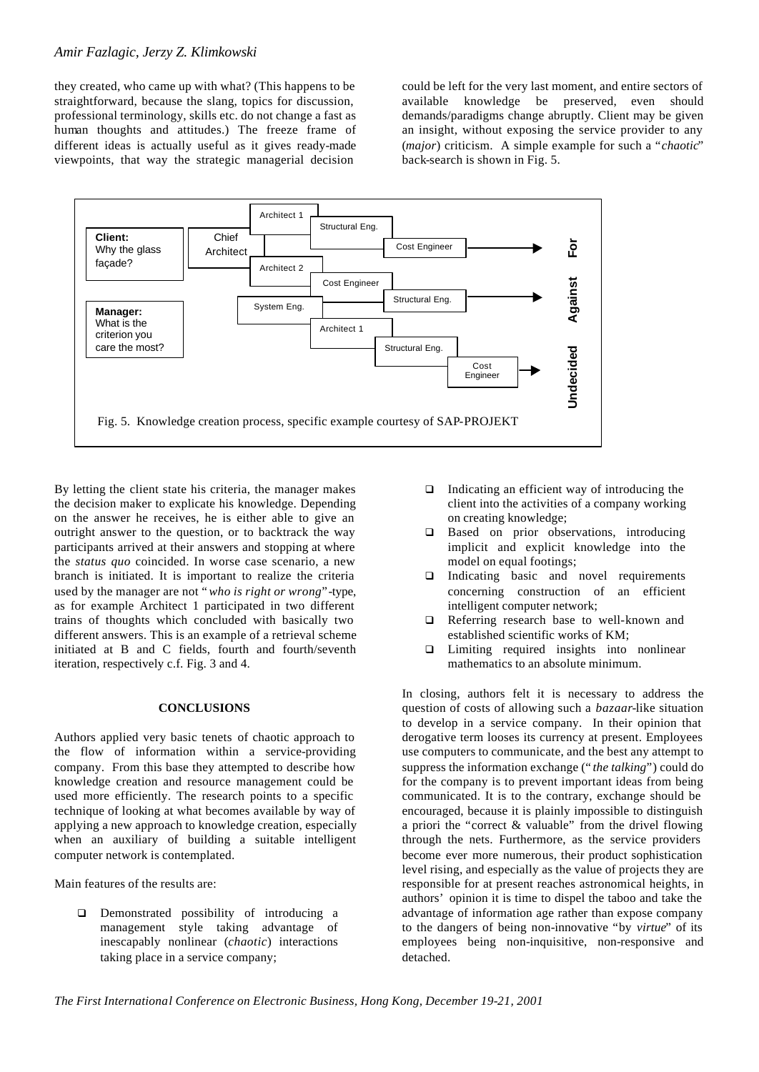they created, who came up with what? (This happens to be straightforward, because the slang, topics for discussion, professional terminology, skills etc. do not change a fast as human thoughts and attitudes.) The freeze frame of different ideas is actually useful as it gives ready-made viewpoints, that way the strategic managerial decision could be left for the very last moment, and entire sectors of available knowledge be preserved, even should demands/paradigms change abruptly. Client may be given an insight, without exposing the service provider to any (*major*) criticism. A simple example for such a "*chaotic*" back-search is shown in Fig. 5.

Fig. 5. Knowledge creation process, specific example courtesy of SAP-PROJEKT

By letting the client state his criteria, the manager makes the decision maker to explicate his knowledge. Depending on the answer he receives, he is either able to give an outright answer to the question, or to backtrack the way participants arrived at their answers and stopping at where the *status quo* coincided. In worse case scenario, a new branch is initiated. It is important to realize the criteria used by the manager are not "*who is right or wrong*"-type, as for example Architect 1 participated in two different trains of thoughts which concluded with basically two different answers. This is an example of a retrieval scheme initiated at B and C fields, fourth and fourth/seventh iteration, respectively c.f. Fig. 3 and 4.

## CONCLUSIONS

Authors applied very basic tenets of chaotic approach to the flow of information within a service-providing company. From this base they attempted to describe how knowledge creation and resource management could be used more efficiently. The research points to a specific technique of looking at what becomes available by way of applying a new approach to knowledge creation, especially when an auxiliary of building a suitable intelligent computer network is contemplated.

Main features of the results are:

- Demonstrated possibility of introducing a management style taking advantage of inescapably nonlinear (*chaotic*) interactions taking place in a service company;
- Indicating an efficient way of introducing the client into the activities of a company working on creating knowledge;
- Based on prior observations, introducing implicit and explicit knowledge into the model on equal footings;
- Indicating basic and novel requirements concerning construction of an efficient intelligent computer network;
- Referring research base to well-known and established scientific works of KM;
- Limiting required insights into nonlinear mathematics to an absolute minimum.

In closing, authors felt it is necessary to address the question of costs of allowing such a *bazaar*-like situation to develop in a service company. In their opinion that derogative term looses its currency at present. Employees use computers to communicate, and the best any attempt to suppress the information exchange ("*the talking*") could do for the company is to prevent important ideas from being communicated. It is to the contrary, exchange should be encouraged, because it is plainly impossible to distinguish a priori the "correct & valuable" from the drivel flowing through the nets. Furthermore, as the service providers become ever more numerous, their product sophistication level rising, and especially as the value of projects they are responsible for at present reaches astronomical heights, in authors' opinion it is time to dispel the taboo and take the advantage of information age rather than expose company to the dangers of being non-innovative "by *virtue*" of its employees being non-inquisitive, non-responsive and detached.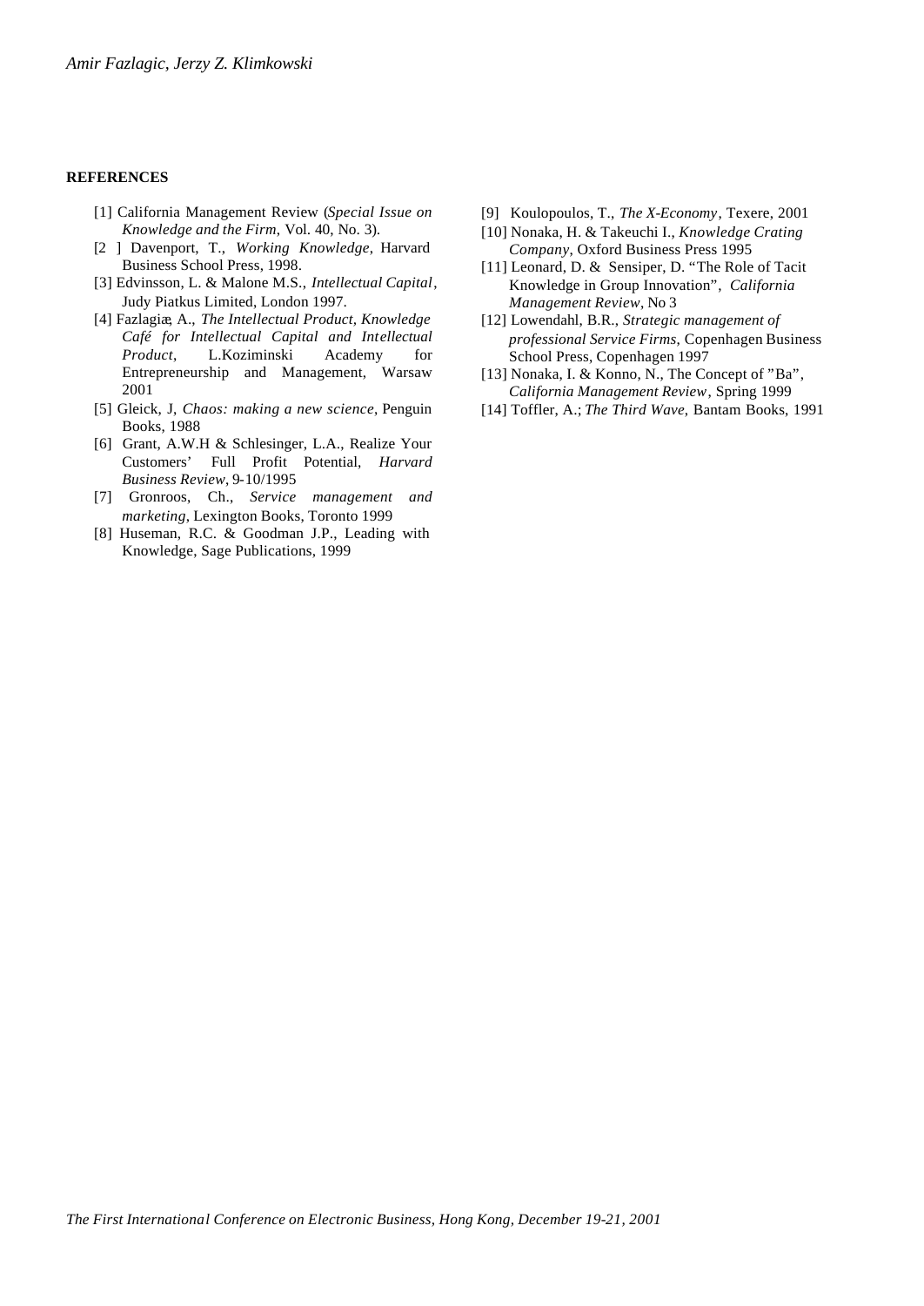**REFERENCES**

[1] California Management Review (*Special Issue on Knowledge and the Firm*, Vol. 40, No. 3).

[2 ] Davenport, T., *Working Knowledge*, Harvard Business School Press, 1998.

[3] Edvinsson, L. & Malone M.S., *Intellectual Capital*, Judy Piatkus Limited, London 1997.

[4] Fazlagiæ, A., *The Intellectual Product, Knowledge Café for Intellectual Capital and Intellectual Product*, L.Koziminski Academy for Entrepreneurship and Management, Warsaw 2001

[5] Gleick, J, *Chaos: making a new science*, Penguin Books, 1988

[6] Grant, A.W.H & Schlesinger, L.A., Realize Your Customers' Full Profit Potential, *Harvard Business Review*, 9-10/1995

[7] Gronroos, Ch., *Service management and marketing*, Lexington Books, Toronto 1999

[8] Huseman, R.C. & Goodman J.P., Leading with Knowledge, Sage Publications, 1999

[9] Koulopoulos, T., *The X-Economy*, Texere, 2001

[10] Nonaka, H. & Takeuchi I., *Knowledge Crating Company*, Oxford Business Press 1995

[11] Leonard, D. & Sensiper, D. "The Role of Tacit Knowledge in Group Innovation", *California Management Review*, No 3

[12] Lowendahl, B.R., *Strategic management of professional Service Firms*, Copenhagen Business School Press, Copenhagen 1997

[13] Nonaka, I. & Konno, N., The Concept of "Ba", *California Management Review*, Spring 1999

[14] Toffler, A.; *The Third Wave*, Bantam Books, 1991